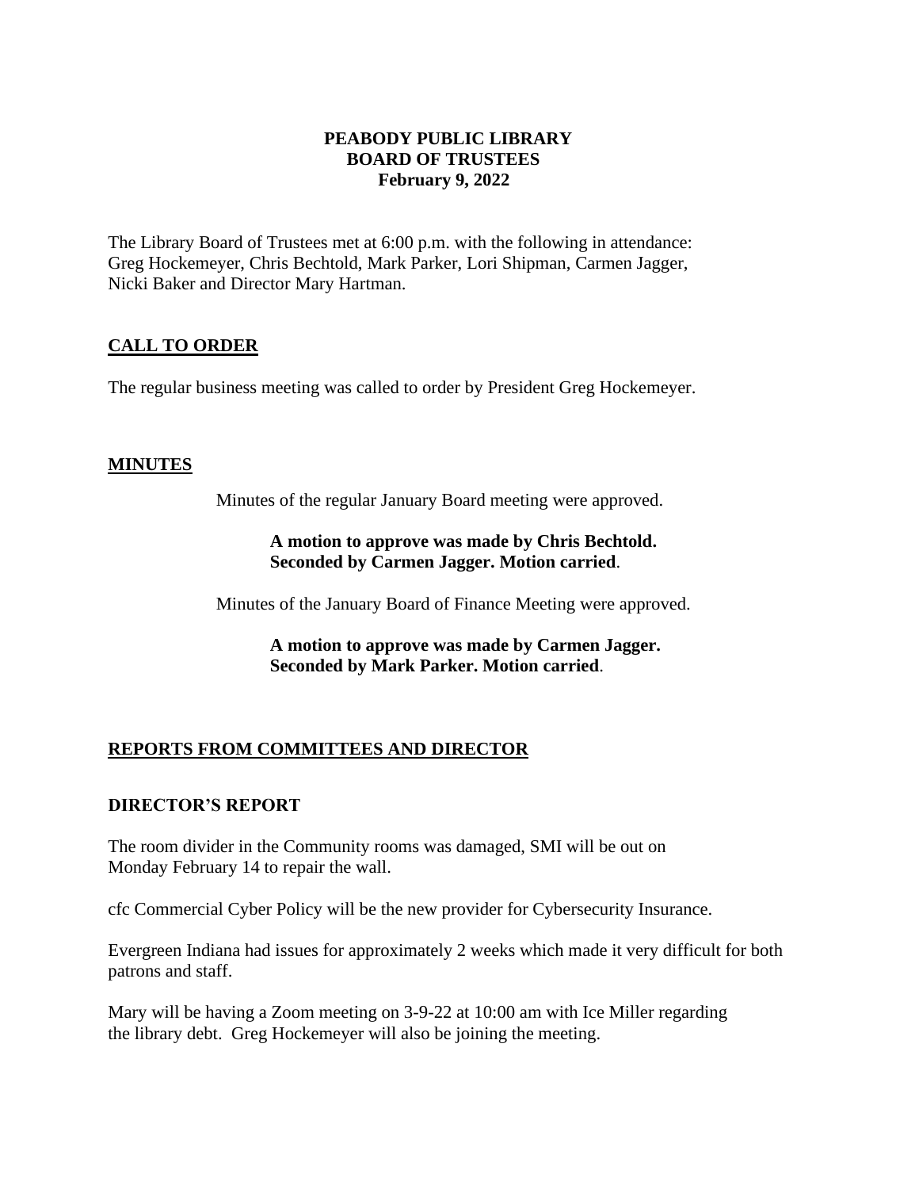**PEABODY PUBLIC LIBRARY**
**BOARD OF TRUSTEES**
**February 9, 2022**

The Library Board of Trustees met at 6:00 p.m. with the following in attendance: Greg Hockemeyer, Chris Bechtold, Mark Parker, Lori Shipman, Carmen Jagger, Nicki Baker and Director Mary Hartman.

## CALL TO ORDER

The regular business meeting was called to order by President Greg Hockemeyer.

## MINUTES

Minutes of the regular January Board meeting were approved.

> **A motion to approve was made by Chris Bechtold. Seconded by Carmen Jagger. Motion carried**.

Minutes of the January Board of Finance Meeting were approved.

> **A motion to approve was made by Carmen Jagger. Seconded by Mark Parker. Motion carried**.

## REPORTS FROM COMMITTEES AND DIRECTOR

### DIRECTOR'S REPORT

The room divider in the Community rooms was damaged, SMI will be out on Monday February 14 to repair the wall.

cfc Commercial Cyber Policy will be the new provider for Cybersecurity Insurance.

Evergreen Indiana had issues for approximately 2 weeks which made it very difficult for both patrons and staff.

Mary will be having a Zoom meeting on 3-9-22 at 10:00 am with Ice Miller regarding the library debt. Greg Hockemeyer will also be joining the meeting.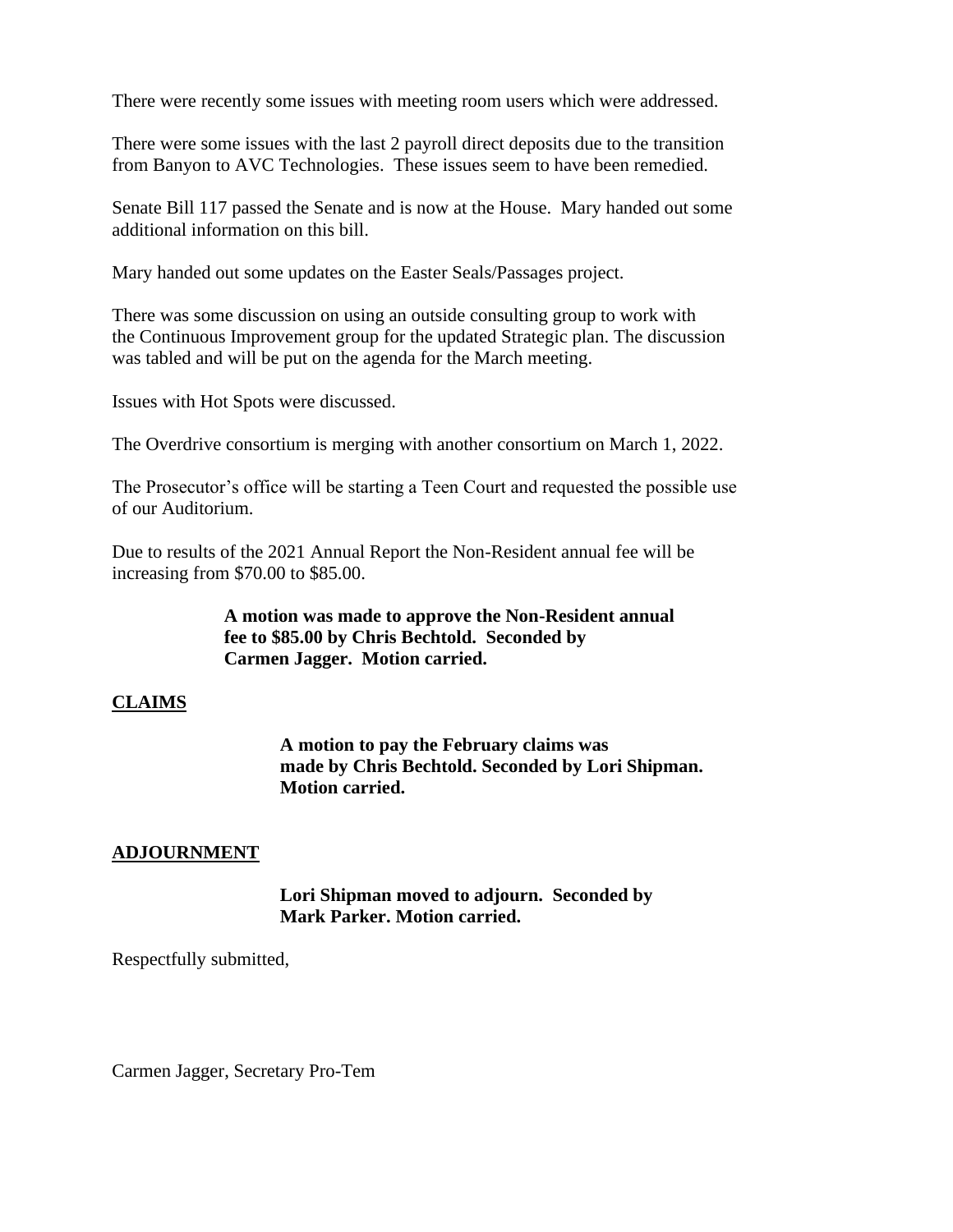There were recently some issues with meeting room users which were addressed.

There were some issues with the last 2 payroll direct deposits due to the transition from Banyon to AVC Technologies. These issues seem to have been remedied.

Senate Bill 117 passed the Senate and is now at the House. Mary handed out some additional information on this bill.

Mary handed out some updates on the Easter Seals/Passages project.

There was some discussion on using an outside consulting group to work with the Continuous Improvement group for the updated Strategic plan. The discussion was tabled and will be put on the agenda for the March meeting.

Issues with Hot Spots were discussed.

The Overdrive consortium is merging with another consortium on March 1, 2022.

The Prosecutor's office will be starting a Teen Court and requested the possible use of our Auditorium.

Due to results of the 2021 Annual Report the Non-Resident annual fee will be increasing from $70.00 to $85.00.

**A motion was made to approve the Non-Resident annual fee to $85.00 by Chris Bechtold. Seconded by Carmen Jagger. Motion carried.**

## CLAIMS

**A motion to pay the February claims was made by Chris Bechtold. Seconded by Lori Shipman. Motion carried.**

## ADJOURNMENT

**Lori Shipman moved to adjourn. Seconded by Mark Parker. Motion carried.**

Respectfully submitted,

Carmen Jagger, Secretary Pro-Tem